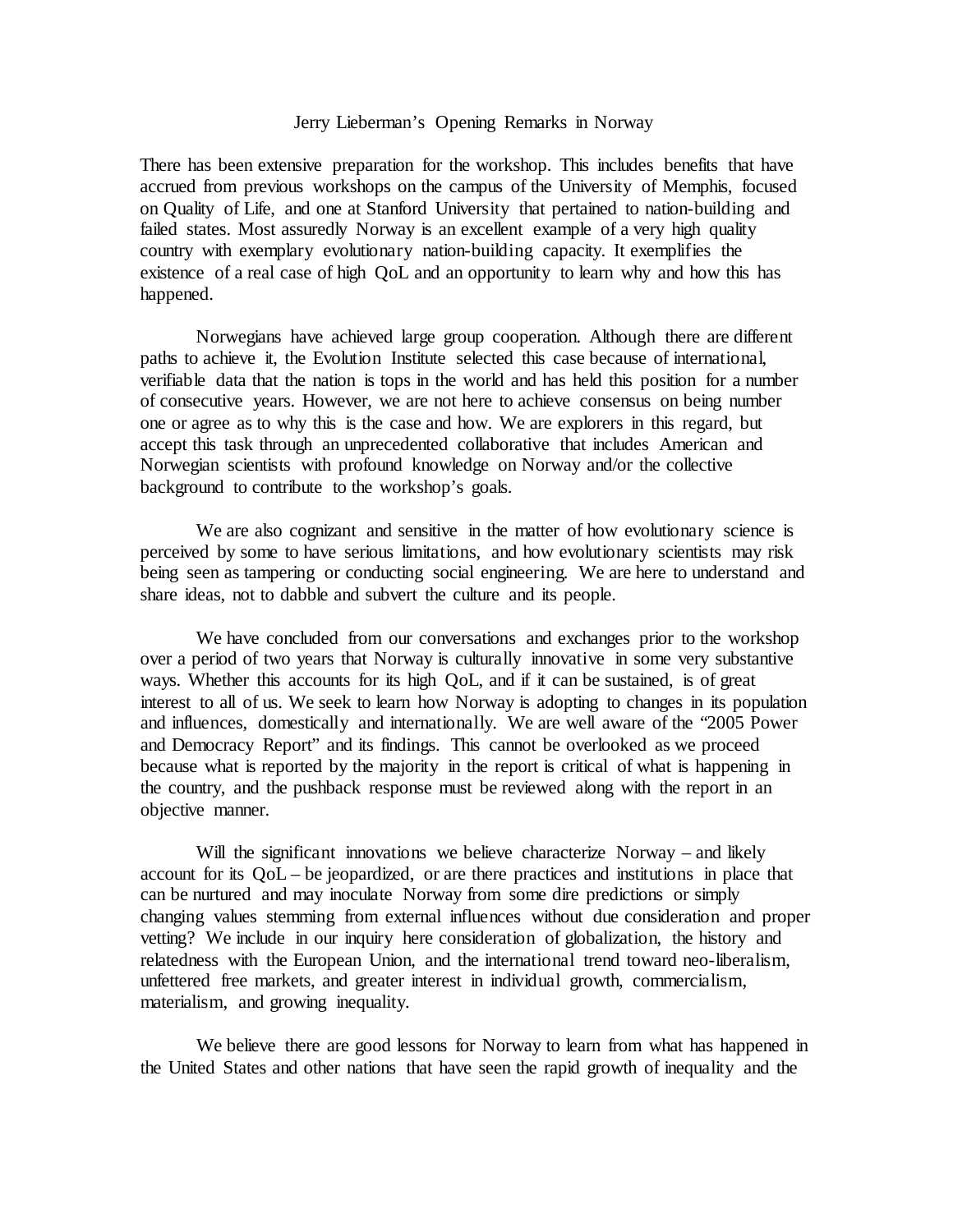# Jerry Lieberman's Opening Remarks in Norway

There has been extensive preparation for the workshop. This includes benefits that have accrued from previous workshops on the campus of the University of Memphis, focused on Quality of Life, and one at Stanford University that pertained to nation-building and failed states. Most assuredly Norway is an excellent example of a very high quality country with exemplary evolutionary nation-building capacity. It exemplifies the existence of a real case of high QoL and an opportunity to learn why and how this has happened.

Norwegians have achieved large group cooperation. Although there are different paths to achieve it, the Evolution Institute selected this case because of international, verifiable data that the nation is tops in the world and has held this position for a number of consecutive years. However, we are not here to achieve consensus on being number one or agree as to why this is the case and how. We are explorers in this regard, but accept this task through an unprecedented collaborative that includes American and Norwegian scientists with profound knowledge on Norway and/or the collective background to contribute to the workshop's goals.

We are also cognizant and sensitive in the matter of how evolutionary science is perceived by some to have serious limitations, and how evolutionary scientists may risk being seen as tampering or conducting social engineering. We are here to understand and share ideas, not to dabble and subvert the culture and its people.

We have concluded from our conversations and exchanges prior to the workshop over a period of two years that Norway is culturally innovative in some very substantive ways. Whether this accounts for its high QoL, and if it can be sustained, is of great interest to all of us. We seek to learn how Norway is adopting to changes in its population and influences, domestically and internationally. We are well aware of the "2005 Power and Democracy Report" and its findings. This cannot be overlooked as we proceed because what is reported by the majority in the report is critical of what is happening in the country, and the pushback response must be reviewed along with the report in an objective manner.

Will the significant innovations we believe characterize Norway – and likely account for its QoL – be jeopardized, or are there practices and institutions in place that can be nurtured and may inoculate Norway from some dire predictions or simply changing values stemming from external influences without due consideration and proper vetting? We include in our inquiry here consideration of globalization, the history and relatedness with the European Union, and the international trend toward neo-liberalism, unfettered free markets, and greater interest in individual growth, commercialism, materialism, and growing inequality.

We believe there are good lessons for Norway to learn from what has happened in the United States and other nations that have seen the rapid growth of inequality and the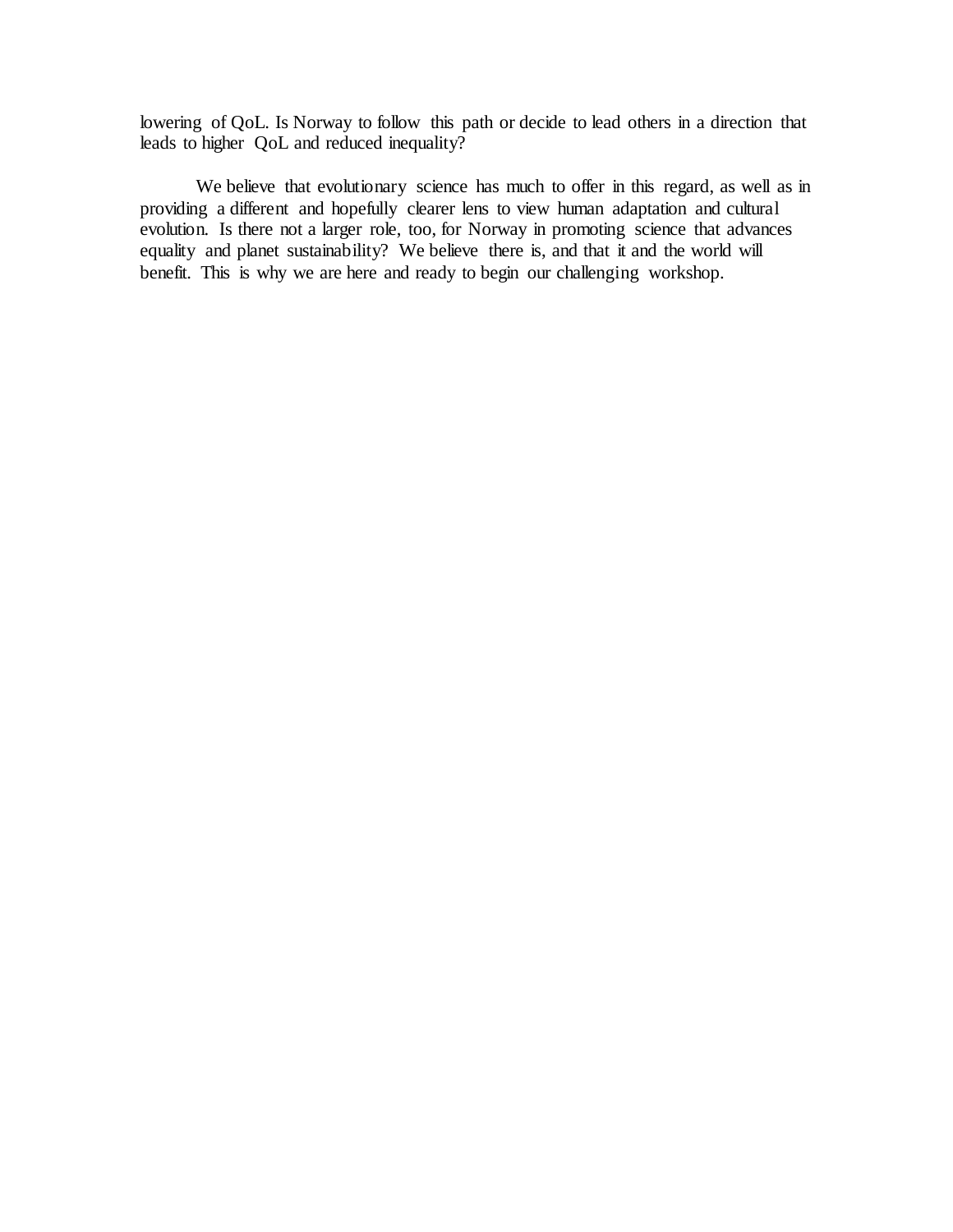lowering of QoL. Is Norway to follow this path or decide to lead others in a direction that leads to higher QoL and reduced inequality?

We believe that evolutionary science has much to offer in this regard, as well as in providing a different and hopefully clearer lens to view human adaptation and cultural evolution. Is there not a larger role, too, for Norway in promoting science that advances equality and planet sustainability? We believe there is, and that it and the world will benefit. This is why we are here and ready to begin our challenging workshop.